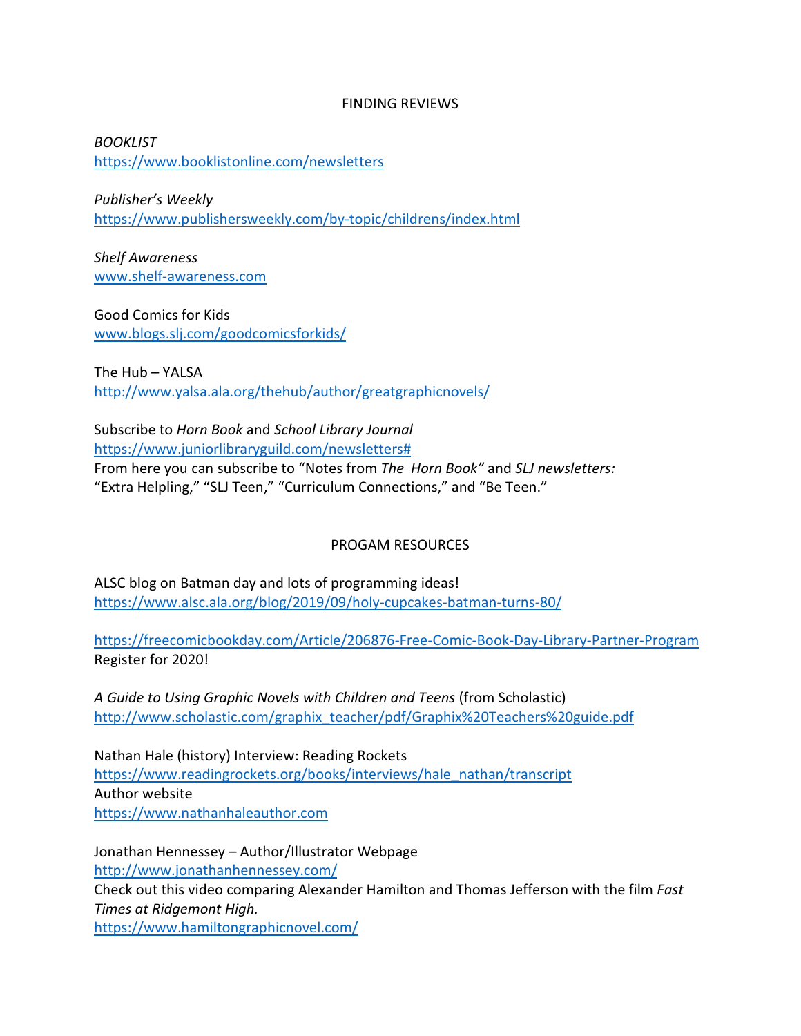## FINDING REVIEWS

*BOOKLIST*
https://www.booklistonline.com/newsletters

*Publisher's Weekly*
https://www.publishersweekly.com/by-topic/childrens/index.html

*Shelf Awareness*
www.shelf-awareness.com

Good Comics for Kids
www.blogs.slj.com/goodcomicsforkids/

The Hub – YALSA
http://www.yalsa.ala.org/thehub/author/greatgraphicnovels/

Subscribe to *Horn Book* and *School Library Journal*
https://www.juniorlibraryguild.com/newsletters#
From here you can subscribe to "Notes from *The Horn Book"* and *SLJ newsletters:* "Extra Helpling," "SLJ Teen," "Curriculum Connections," and "Be Teen."

## PROGAM RESOURCES

ALSC blog on Batman day and lots of programming ideas!
https://www.alsc.ala.org/blog/2019/09/holy-cupcakes-batman-turns-80/

https://freecomicbookday.com/Article/206876-Free-Comic-Book-Day-Library-Partner-Program
Register for 2020!

*A Guide to Using Graphic Novels with Children and Teens* (from Scholastic)
http://www.scholastic.com/graphix_teacher/pdf/Graphix%20Teachers%20guide.pdf

Nathan Hale (history) Interview: Reading Rockets
https://www.readingrockets.org/books/interviews/hale_nathan/transcript
Author website
https://www.nathanhaleauthor.com

Jonathan Hennessey – Author/Illustrator Webpage
http://www.jonathanhennessey.com/
Check out this video comparing Alexander Hamilton and Thomas Jefferson with the film *Fast Times at Ridgemont High.*
https://www.hamiltongraphicnovel.com/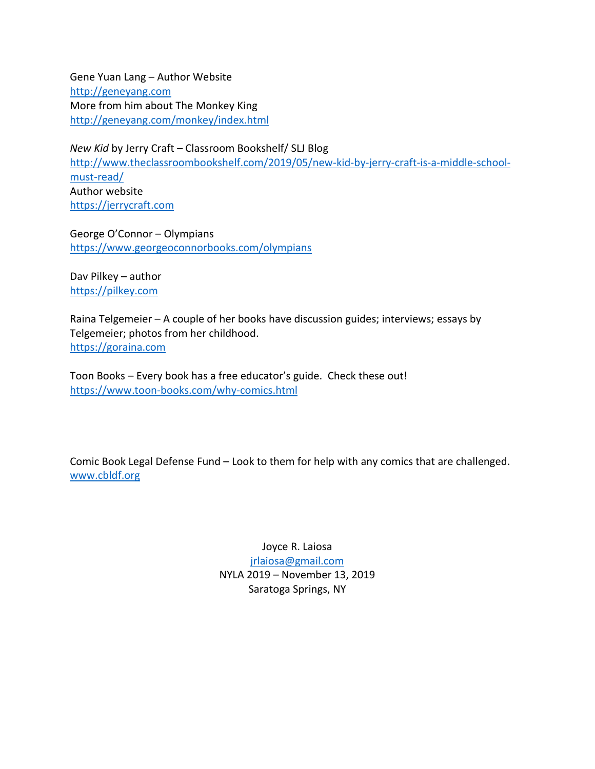Gene Yuan Lang – Author Website
http://geneyang.com
More from him about The Monkey King
http://geneyang.com/monkey/index.html

*New Kid* by Jerry Craft – Classroom Bookshelf/ SLJ Blog
http://www.theclassroombookshelf.com/2019/05/new-kid-by-jerry-craft-is-a-middle-school-must-read/
Author website
https://jerrycraft.com

George O'Connor – Olympians
https://www.georgeoconnorbooks.com/olympians

Dav Pilkey – author
https://pilkey.com

Raina Telgemeier – A couple of her books have discussion guides; interviews; essays by Telgemeier; photos from her childhood.
https://goraina.com

Toon Books – Every book has a free educator's guide. Check these out!
https://www.toon-books.com/why-comics.html

Comic Book Legal Defense Fund – Look to them for help with any comics that are challenged.
www.cbldf.org

Joyce R. Laiosa
jrlaiosa@gmail.com
NYLA 2019 – November 13, 2019
Saratoga Springs, NY